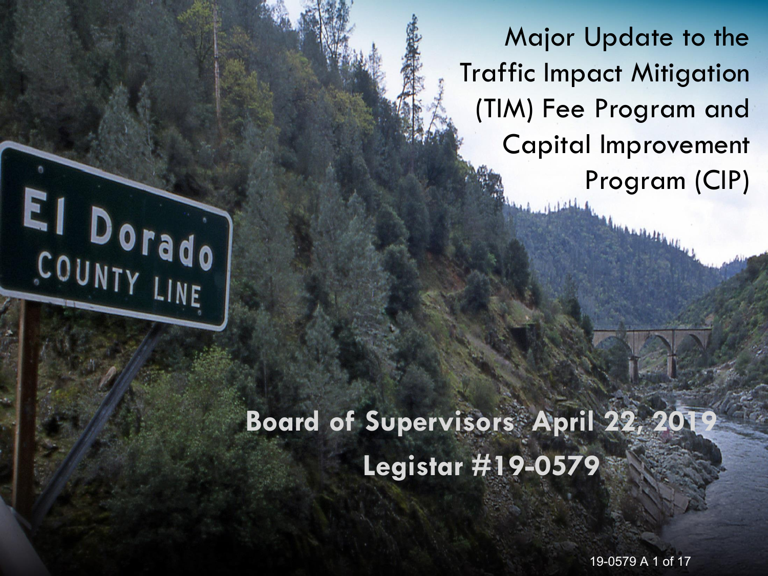# Major Update to the Traffic Impact Mitigation (TIM) Fee Program and Capital Improvement Program (CIP)

**Board of Supervisors April 22, 2019**

**Legistar #19-0579**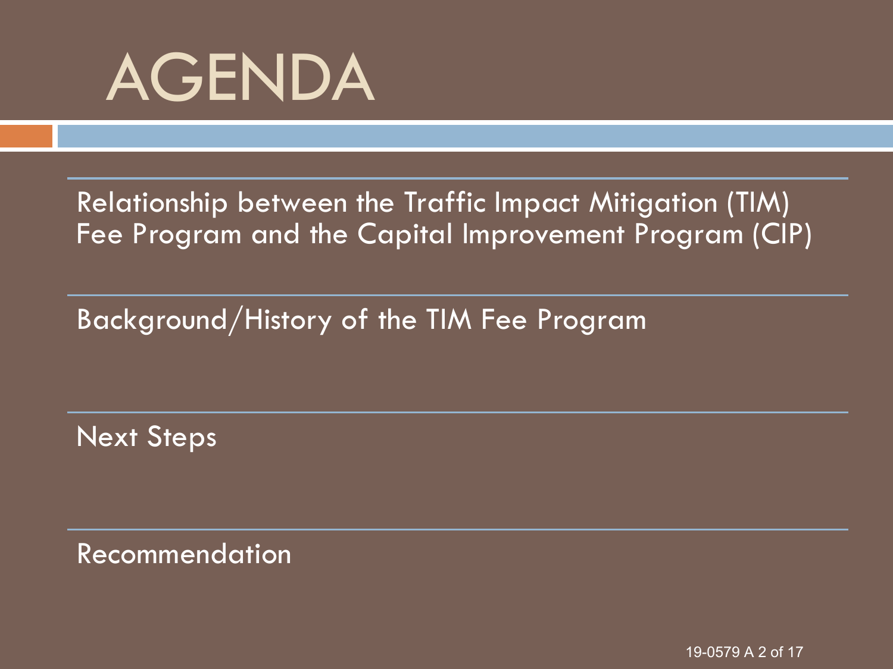# AGENDA

Relationship between the Traffic Impact Mitigation (TIM) Fee Program and the Capital Improvement Program (CIP)

Background/History of the TIM Fee Program

Next Steps

Recommendation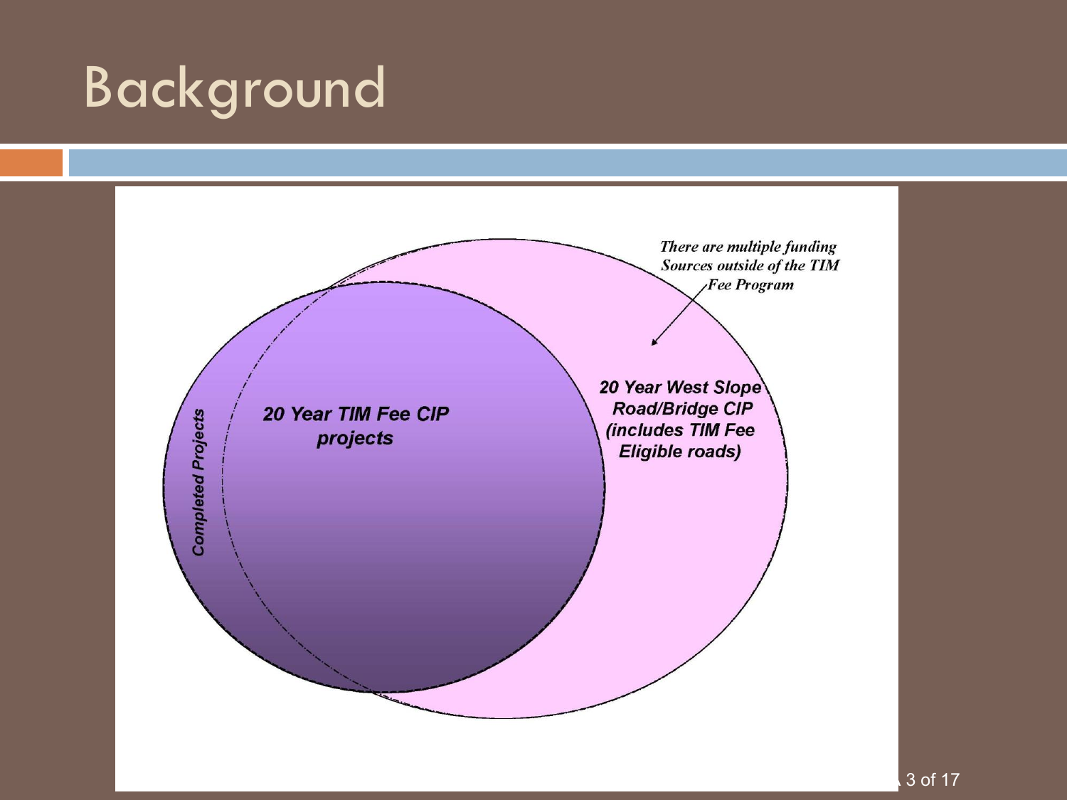# Background

There are multiple funding Sources outside of the TIM Fee Program

**20 Year West Slope Road/Bridge CIP (includes TIM Fee Eligible roads)**

**20 Year TIM Fee CIP projects**

**Completed Projects**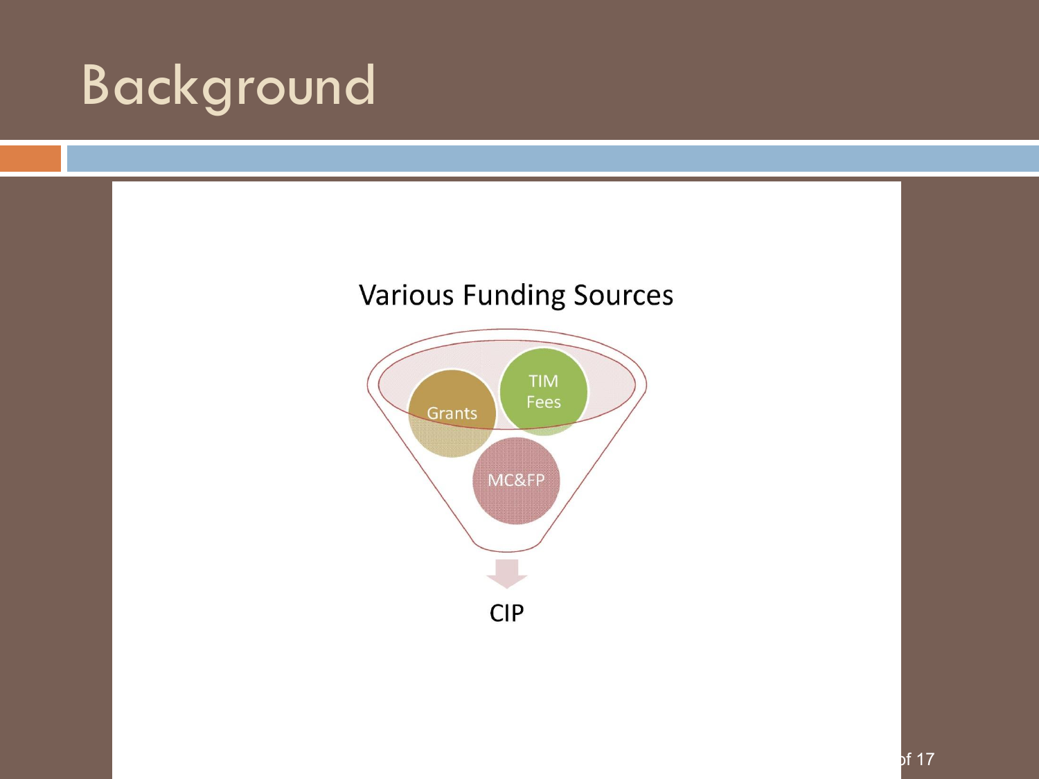# Background

Various Funding Sources

Grants

TIM Fees

MC&FP

CIP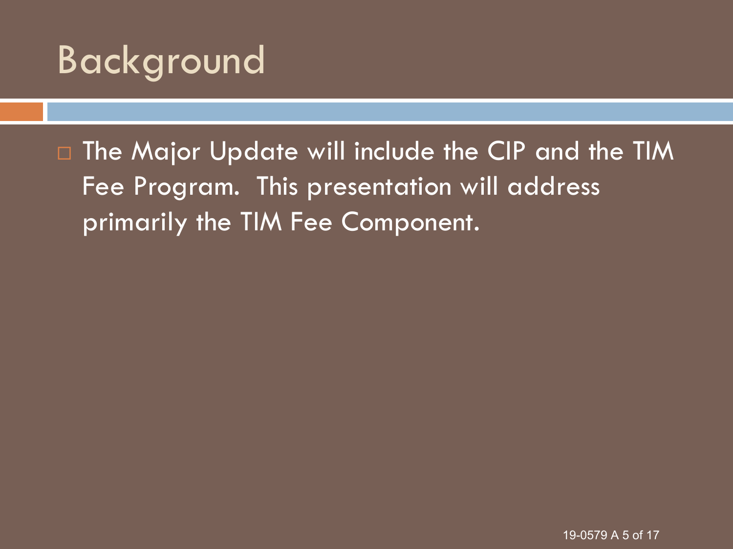# Background

- The Major Update will include the CIP and the TIM Fee Program. This presentation will address primarily the TIM Fee Component.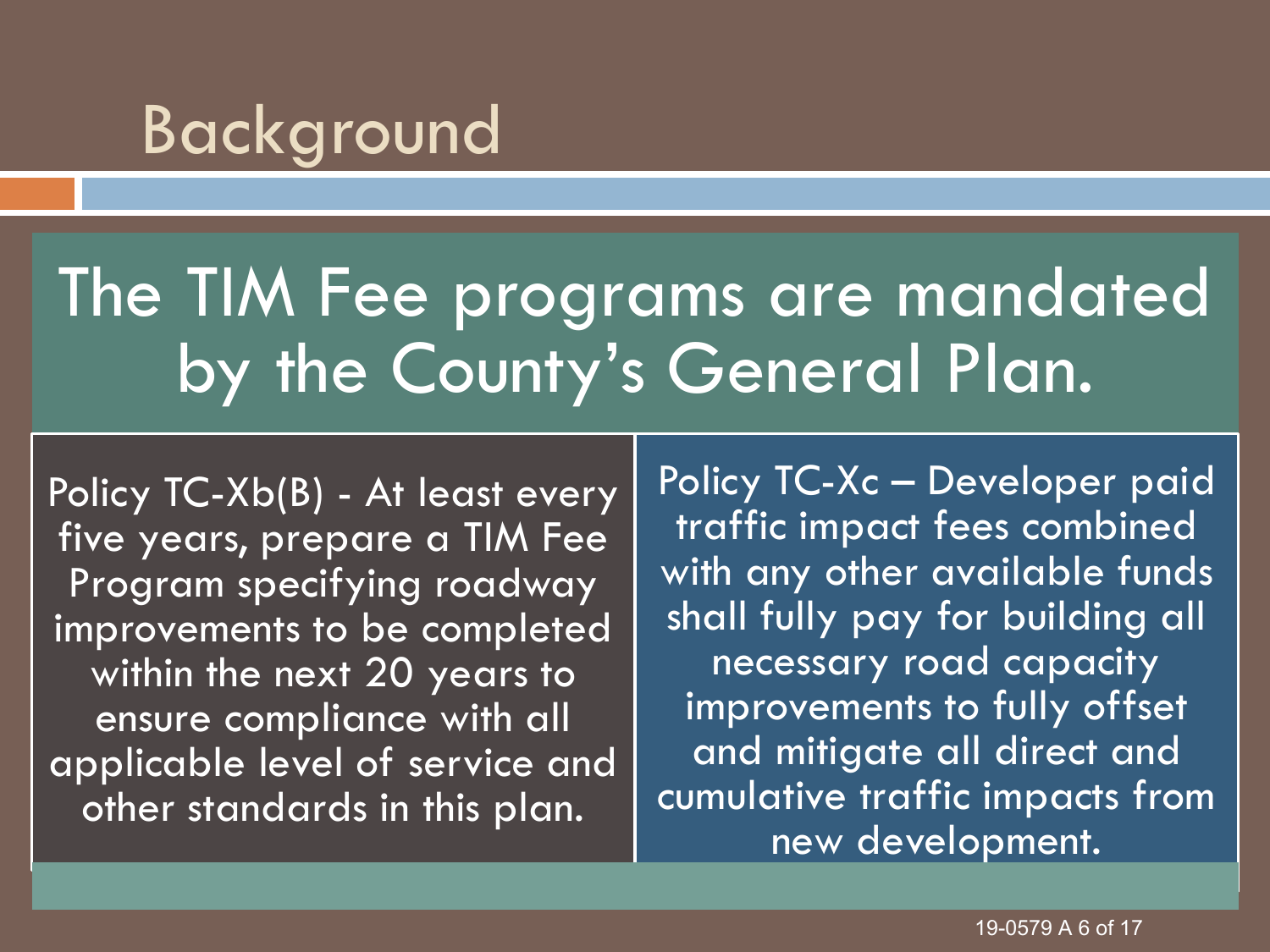# Background

## The TIM Fee programs are mandated by the County's General Plan.

Policy TC-Xb(B) - At least every five years, prepare a TIM Fee Program specifying roadway improvements to be completed within the next 20 years to ensure compliance with all applicable level of service and other standards in this plan.

Policy TC-Xc – Developer paid traffic impact fees combined with any other available funds shall fully pay for building all necessary road capacity improvements to fully offset and mitigate all direct and cumulative traffic impacts from new development.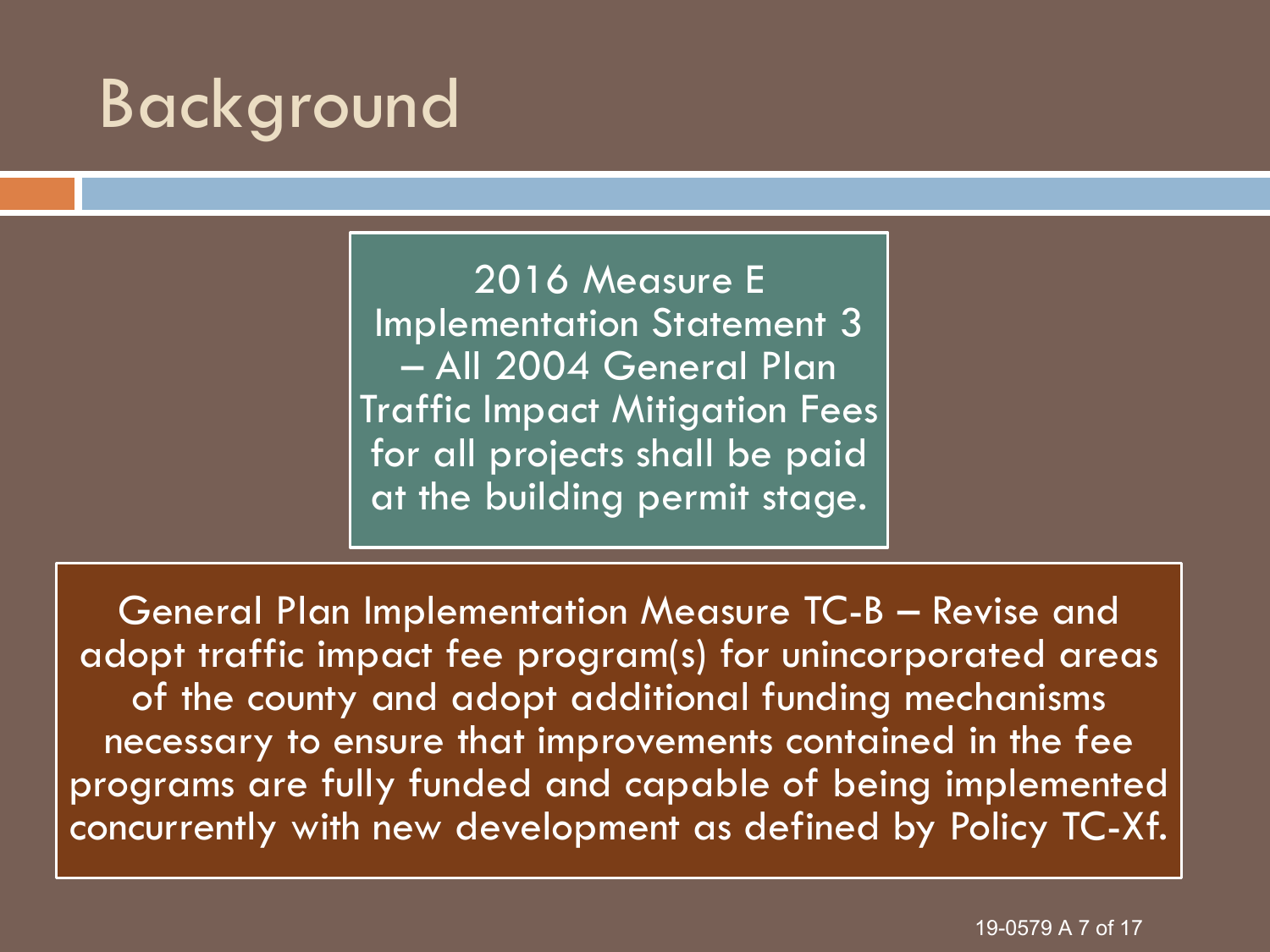# Background

2016 Measure E Implementation Statement 3 – All 2004 General Plan Traffic Impact Mitigation Fees for all projects shall be paid at the building permit stage.

General Plan Implementation Measure TC-B – Revise and adopt traffic impact fee program(s) for unincorporated areas of the county and adopt additional funding mechanisms necessary to ensure that improvements contained in the fee programs are fully funded and capable of being implemented concurrently with new development as defined by Policy TC-Xf.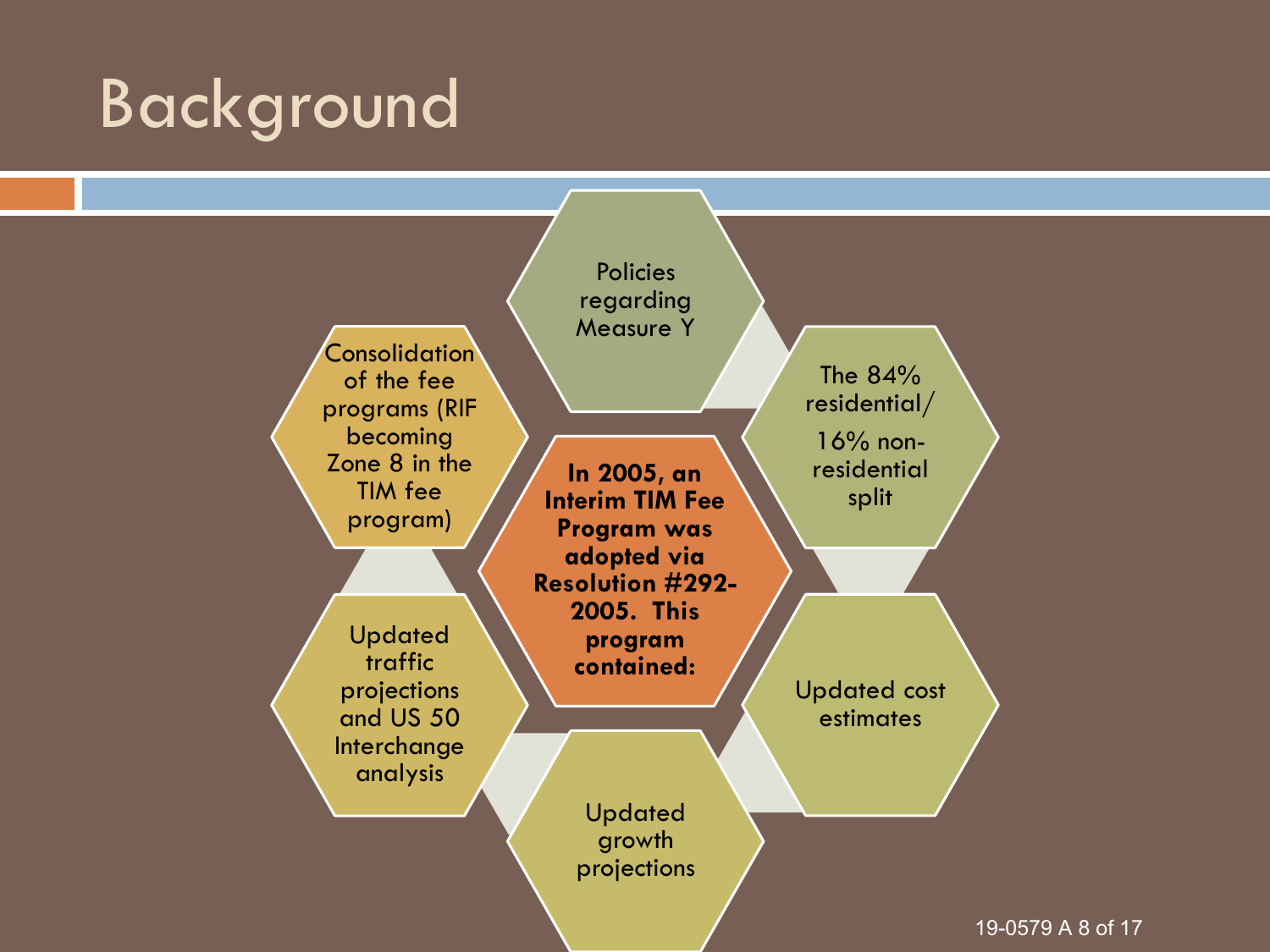# Background

**In 2005, an Interim TIM Fee Program was adopted via Resolution #292-2005. This program contained:**

- Policies regarding Measure Y
- The 84% residential/ 16% non-residential split
- Updated cost estimates
- Updated growth projections
- Updated traffic projections and US 50 Interchange analysis
- Consolidation of the fee programs (RIF becoming Zone 8 in the TIM fee program)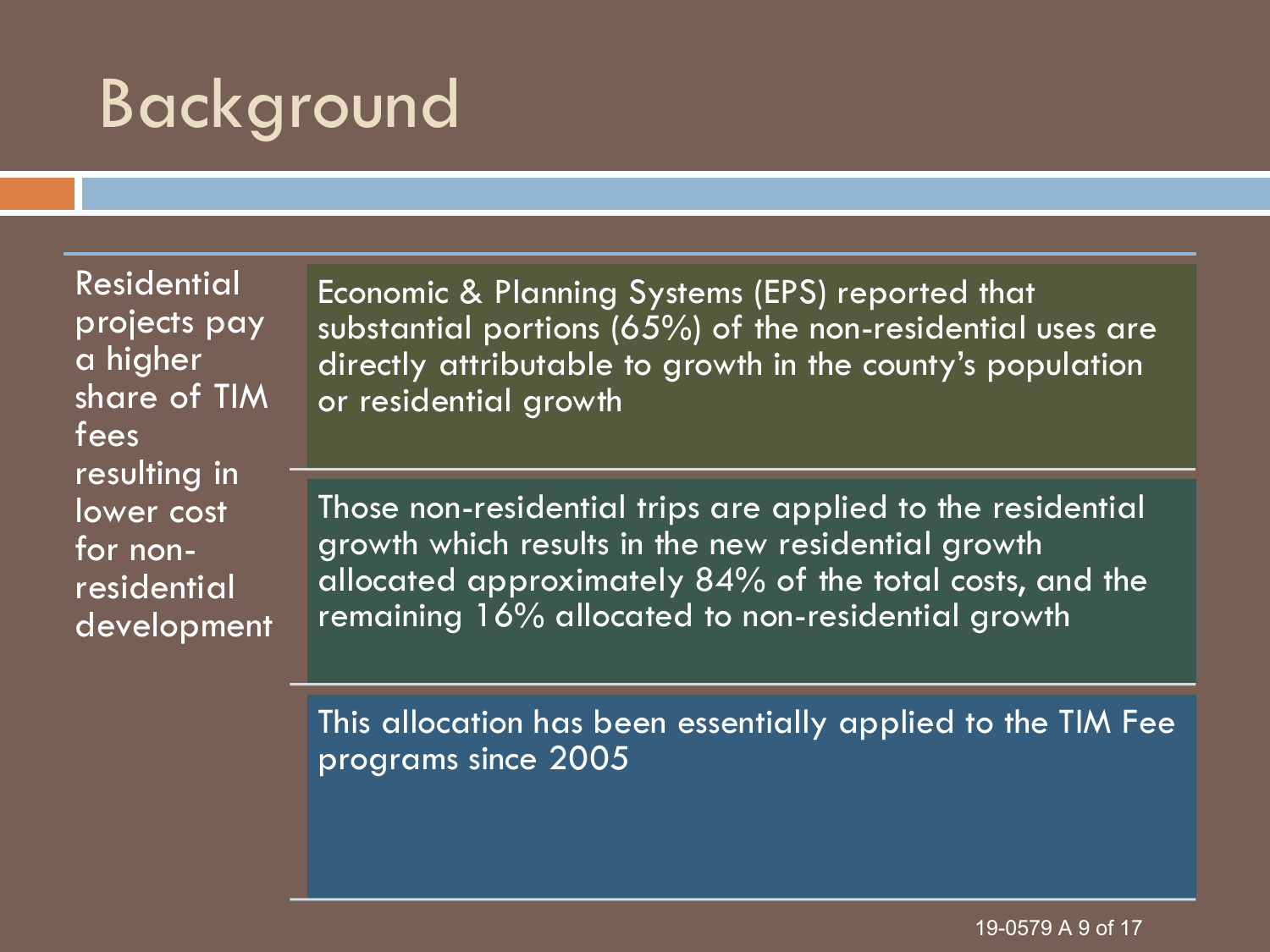# Background

**Residential projects pay a higher share of TIM fees resulting in lower cost for non-residential development**

Economic & Planning Systems (EPS) reported that substantial portions (65%) of the non-residential uses are directly attributable to growth in the county's population or residential growth

Those non-residential trips are applied to the residential growth which results in the new residential growth allocated approximately 84% of the total costs, and the remaining 16% allocated to non-residential growth

This allocation has been essentially applied to the TIM Fee programs since 2005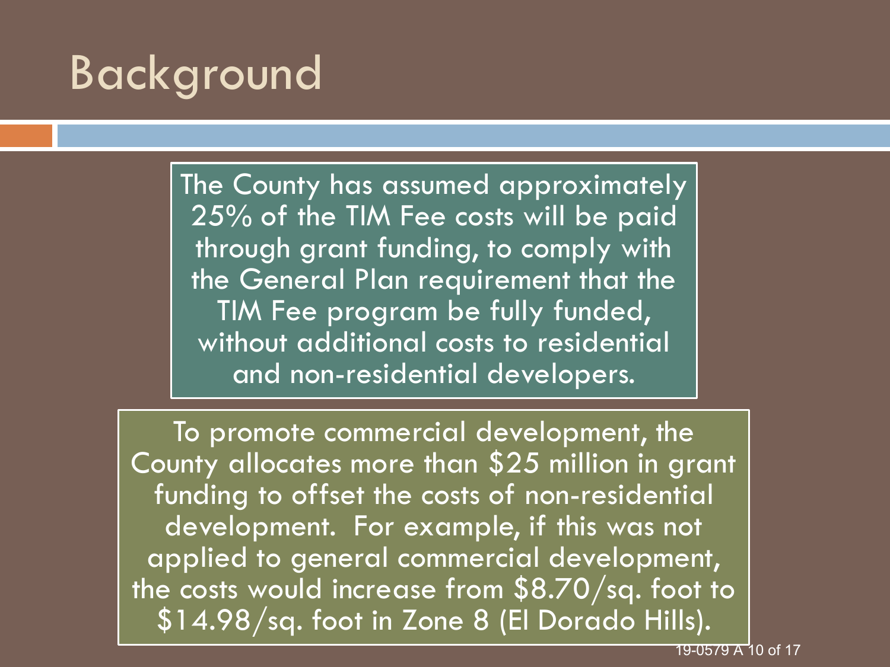# Background

The County has assumed approximately 25% of the TIM Fee costs will be paid through grant funding, to comply with the General Plan requirement that the TIM Fee program be fully funded, without additional costs to residential and non-residential developers.

To promote commercial development, the County allocates more than $25 million in grant funding to offset the costs of non-residential development. For example, if this was not applied to general commercial development, the costs would increase from $8.70/sq. foot to $14.98/sq. foot in Zone 8 (El Dorado Hills).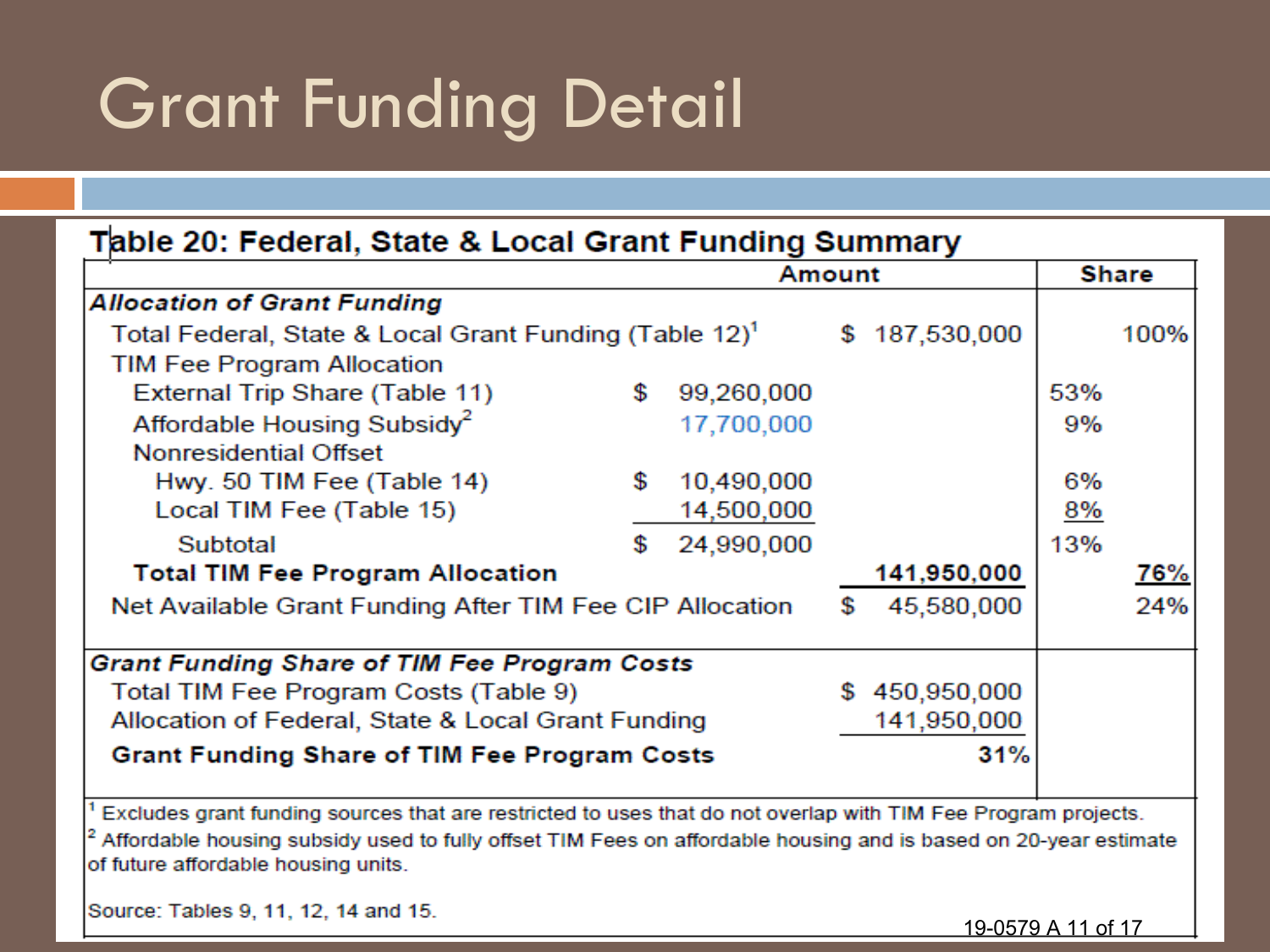# Grant Funding Detail

**Table 20: Federal, State & Local Grant Funding Summary**

| | Amount | | Share | |
|---|---|---|---|---|
| ***Allocation of Grant Funding*** | | | | |
| Total Federal, State & Local Grant Funding (Table 12)[1] | | $ 187,530,000 | | 100% |
| TIM Fee Program Allocation | | | | |
| External Trip Share (Table 11) | $ 99,260,000 | | 53% | |
| Affordable Housing Subsidy[2] | 17,700,000 | | 9% | |
| Nonresidential Offset | | | | |
| Hwy. 50 TIM Fee (Table 14) | $ 10,490,000 | | 6% | |
| Local TIM Fee (Table 15) | 14,500,000 | | 8% | |
| Subtotal | $ 24,990,000 | | 13% | |
| **Total TIM Fee Program Allocation** | | **141,950,000** | | **76%** |
| Net Available Grant Funding After TIM Fee CIP Allocation | | $ 45,580,000 | | 24% |
| ***Grant Funding Share of TIM Fee Program Costs*** | | | | |
| Total TIM Fee Program Costs (Table 9) | | $ 450,950,000 | | |
| Allocation of Federal, State & Local Grant Funding | | 141,950,000 | | |
| **Grant Funding Share of TIM Fee Program Costs** | | **31%** | | |

[1] Excludes grant funding sources that are restricted to uses that do not overlap with TIM Fee Program projects.

[2] Affordable housing subsidy used to fully offset TIM Fees on affordable housing and is based on 20-year estimate of future affordable housing units.

Source: Tables 9, 11, 12, 14 and 15.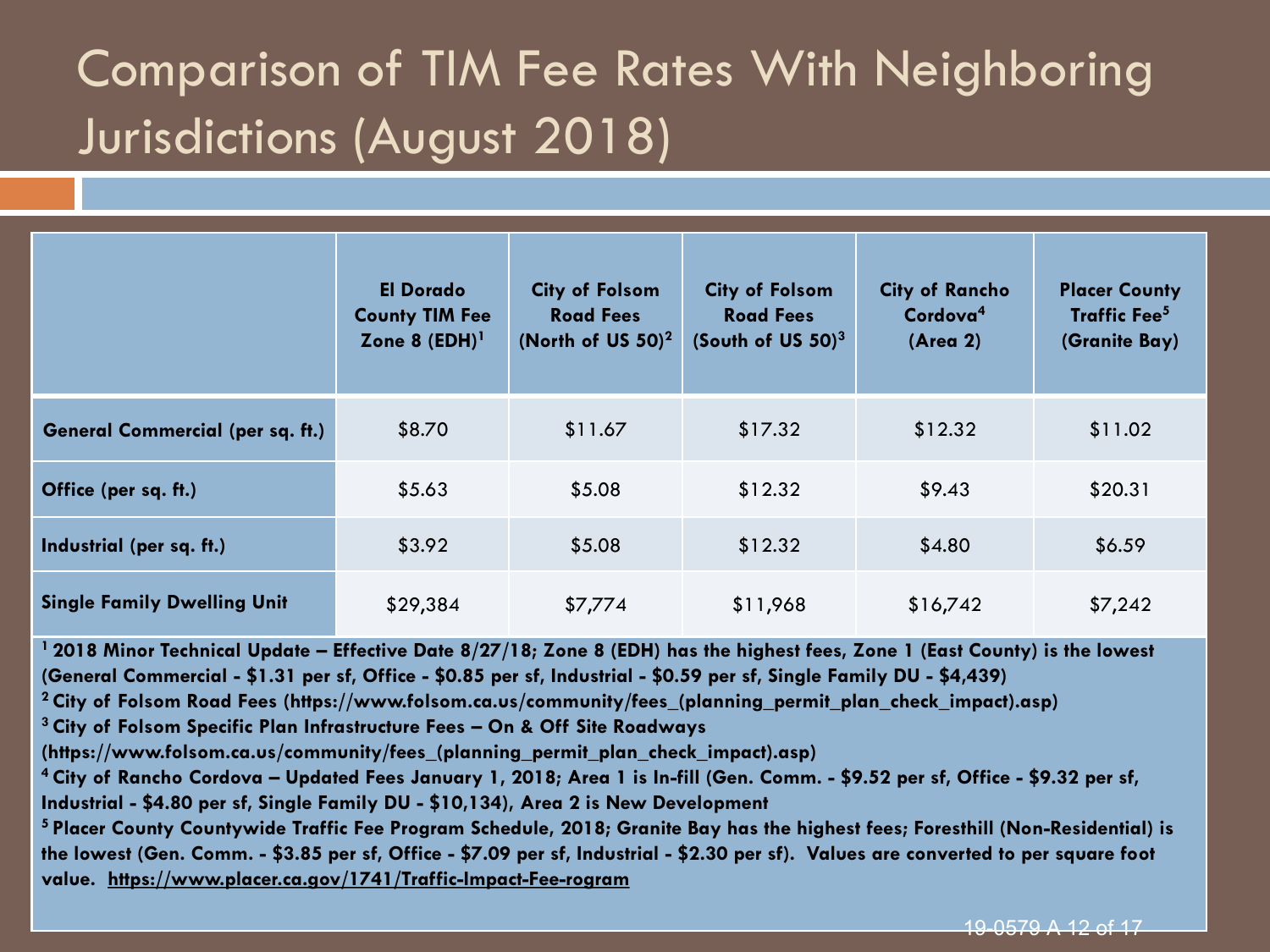# Comparison of TIM Fee Rates With Neighboring Jurisdictions (August 2018)

| | El Dorado County TIM Fee Zone 8 (EDH)[1] | City of Folsom Road Fees (North of US 50)[2] | City of Folsom Road Fees (South of US 50)[3] | City of Rancho Cordova[4] (Area 2) | Placer County Traffic Fee[5] (Granite Bay) |
|---|---|---|---|---|---|
| **General Commercial (per sq. ft.)** | $8.70 | $11.67 | $17.32 | $12.32 | $11.02 |
| **Office (per sq. ft.)** | $5.63 | $5.08 | $12.32 | $9.43 | $20.31 |
| **Industrial (per sq. ft.)** | $3.92 | $5.08 | $12.32 | $4.80 | $6.59 |
| **Single Family Dwelling Unit** | $29,384 | $7,774 | $11,968 | $16,742 | $7,242 |

**[1] 2018 Minor Technical Update – Effective Date 8/27/18; Zone 8 (EDH) has the highest fees, Zone 1 (East County) is the lowest (General Commercial - $1.31 per sf, Office - $0.85 per sf, Industrial - $0.59 per sf, Single Family DU - $4,439)**

**[2] City of Folsom Road Fees (https://www.folsom.ca.us/community/fees_(planning_permit_plan_check_impact).asp)**

**[3] City of Folsom Specific Plan Infrastructure Fees – On & Off Site Roadways (https://www.folsom.ca.us/community/fees_(planning_permit_plan_check_impact).asp)**

**[4] City of Rancho Cordova – Updated Fees January 1, 2018; Area 1 is In-fill (Gen. Comm. - $9.52 per sf, Office - $9.32 per sf, Industrial - $4.80 per sf, Single Family DU - $10,134), Area 2 is New Development**

**[5] Placer County Countywide Traffic Fee Program Schedule, 2018; Granite Bay has the highest fees; Foresthill (Non-Residential) is the lowest (Gen. Comm. - $3.85 per sf, Office - $7.09 per sf, Industrial - $2.30 per sf). Values are converted to per square foot value. https://www.placer.ca.gov/1741/Traffic-Impact-Fee-rogram**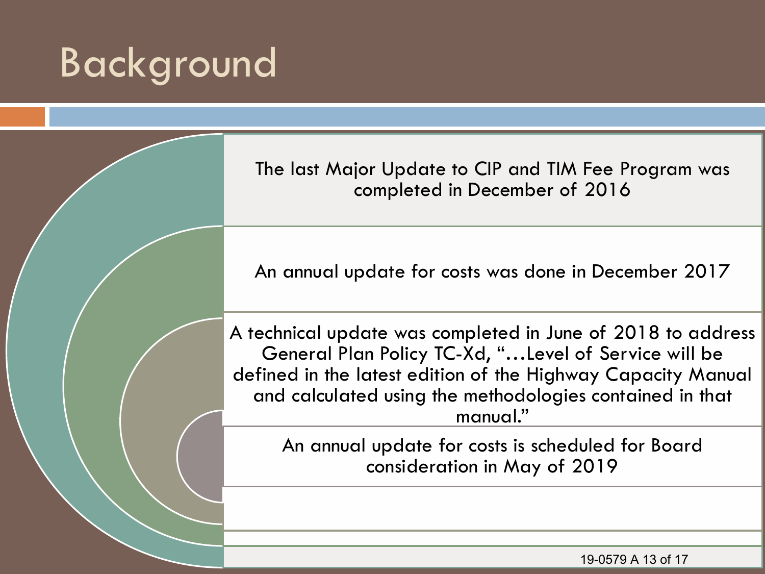# Background

- The last Major Update to CIP and TIM Fee Program was completed in December of 2016
- An annual update for costs was done in December 2017
- A technical update was completed in June of 2018 to address General Plan Policy TC-Xd, "…Level of Service will be defined in the latest edition of the Highway Capacity Manual and calculated using the methodologies contained in that manual."
- An annual update for costs is scheduled for Board consideration in May of 2019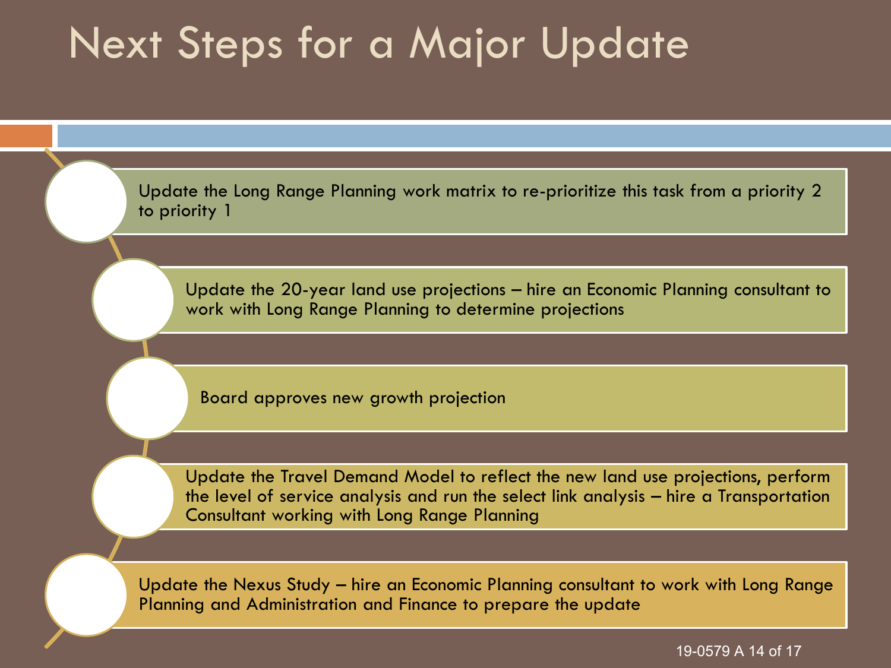# Next Steps for a Major Update

- Update the Long Range Planning work matrix to re-prioritize this task from a priority 2 to priority 1
- Update the 20-year land use projections – hire an Economic Planning consultant to work with Long Range Planning to determine projections
- Board approves new growth projection
- Update the Travel Demand Model to reflect the new land use projections, perform the level of service analysis and run the select link analysis – hire a Transportation Consultant working with Long Range Planning
- Update the Nexus Study – hire an Economic Planning consultant to work with Long Range Planning and Administration and Finance to prepare the update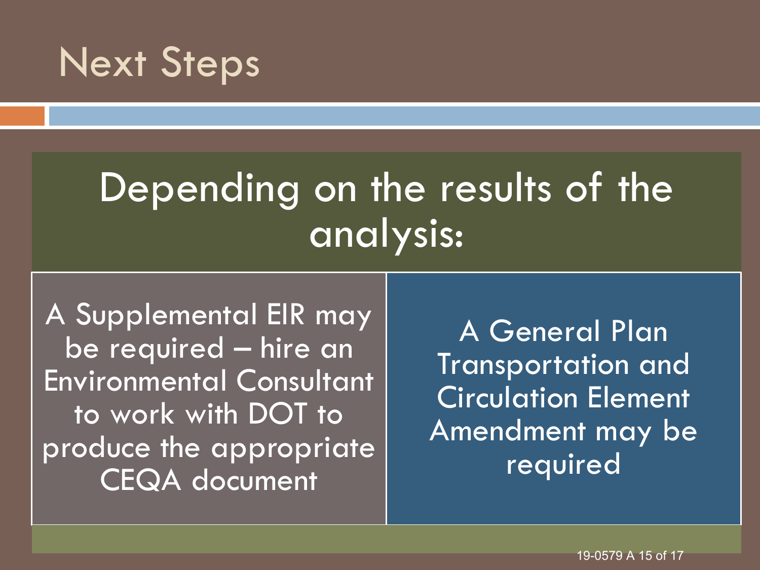# Next Steps

## Depending on the results of the analysis:

A Supplemental EIR may be required – hire an Environmental Consultant to work with DOT to produce the appropriate CEQA document

A General Plan Transportation and Circulation Element Amendment may be required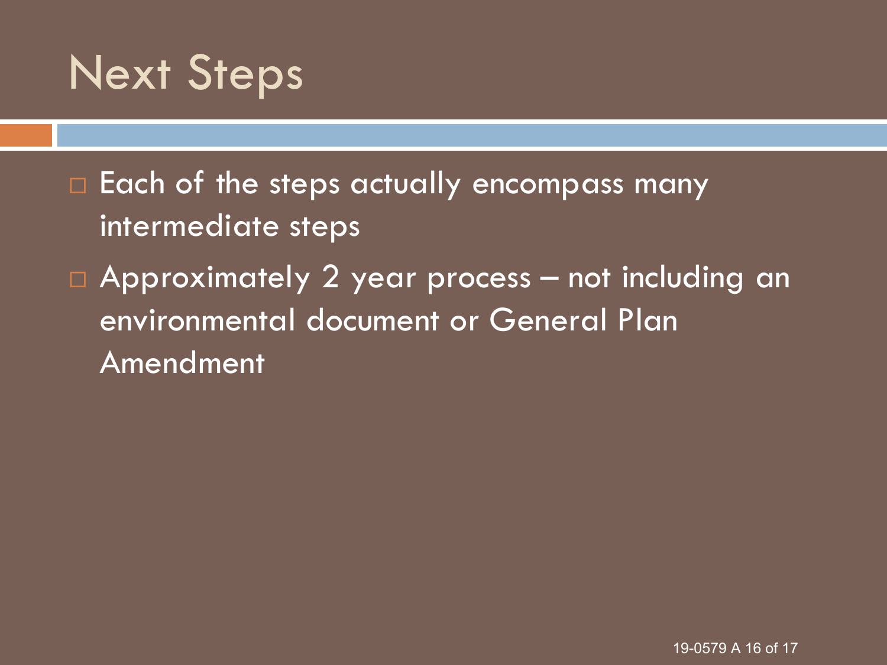# Next Steps

- Each of the steps actually encompass many intermediate steps
- Approximately 2 year process – not including an environmental document or General Plan Amendment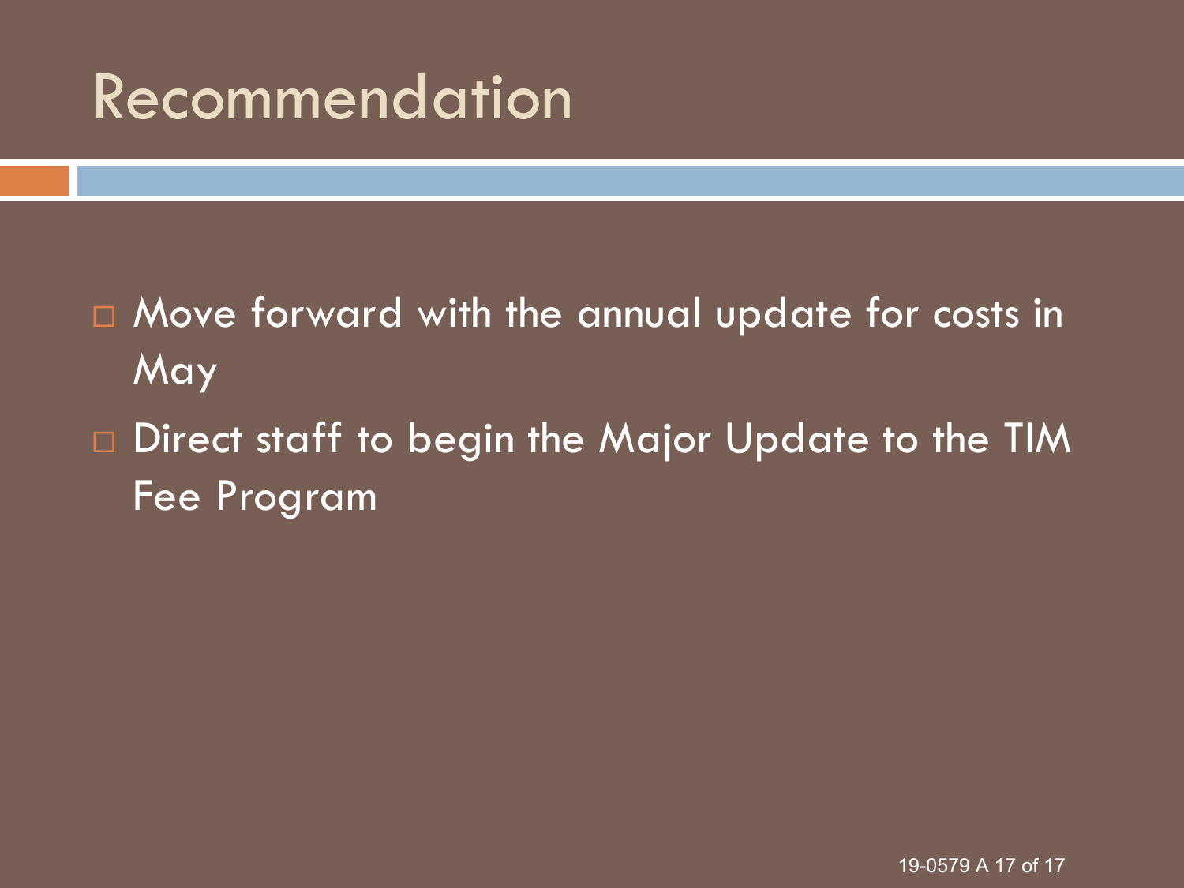# Recommendation

- Move forward with the annual update for costs in May
- Direct staff to begin the Major Update to the TIM Fee Program